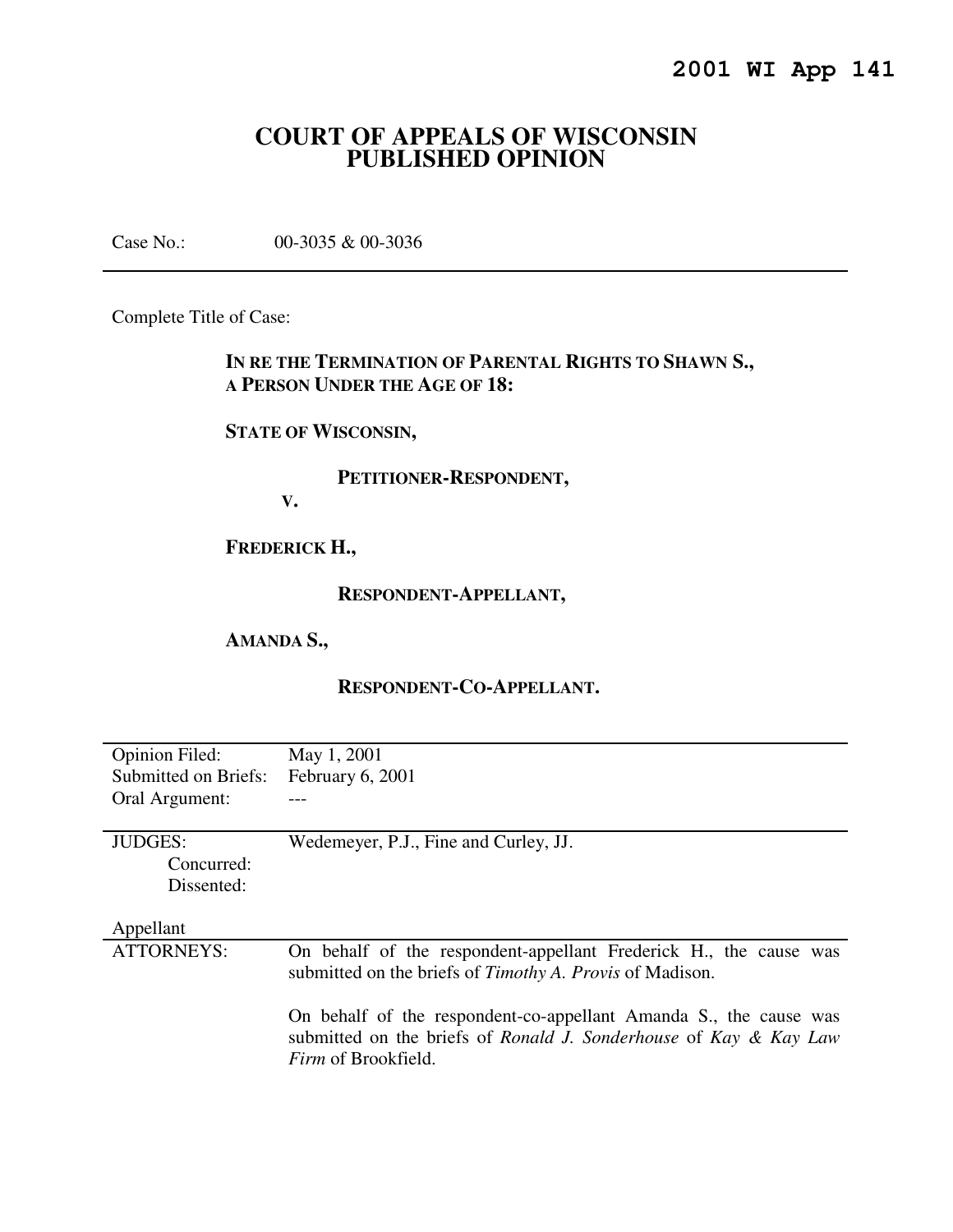**2001 WI App 141**

# COURT OF APPEALS OF WISCONSIN PUBLISHED OPINION

Case No.: 00-3035 & 00-3036

---

Complete Title of Case:

> **IN RE THE TERMINATION OF PARENTAL RIGHTS TO SHAWN S., A PERSON UNDER THE AGE OF 18:**
>
> **STATE OF WISCONSIN,**
>
> **PETITIONER-RESPONDENT,**
>
> **V.**
>
> **FREDERICK H.,**
>
> **RESPONDENT-APPELLANT,**
>
> **AMANDA S.,**
>
> **RESPONDENT-CO-APPELLANT.**

---

| | |
|---|---|
| Opinion Filed: | May 1, 2001 |
| Submitted on Briefs: | February 6, 2001 |
| Oral Argument: | --- |

---

| | |
|---|---|
| JUDGES: | Wedemeyer, P.J., Fine and Curley, JJ. |
| Concurred: | |
| Dissented: | |

Appellant

| | |
|---|---|
| ATTORNEYS: | On behalf of the respondent-appellant Frederick H., the cause was submitted on the briefs of *Timothy A. Provis* of Madison. |
| | On behalf of the respondent-co-appellant Amanda S., the cause was submitted on the briefs of *Ronald J. Sonderhouse* of *Kay & Kay Law Firm* of Brookfield. |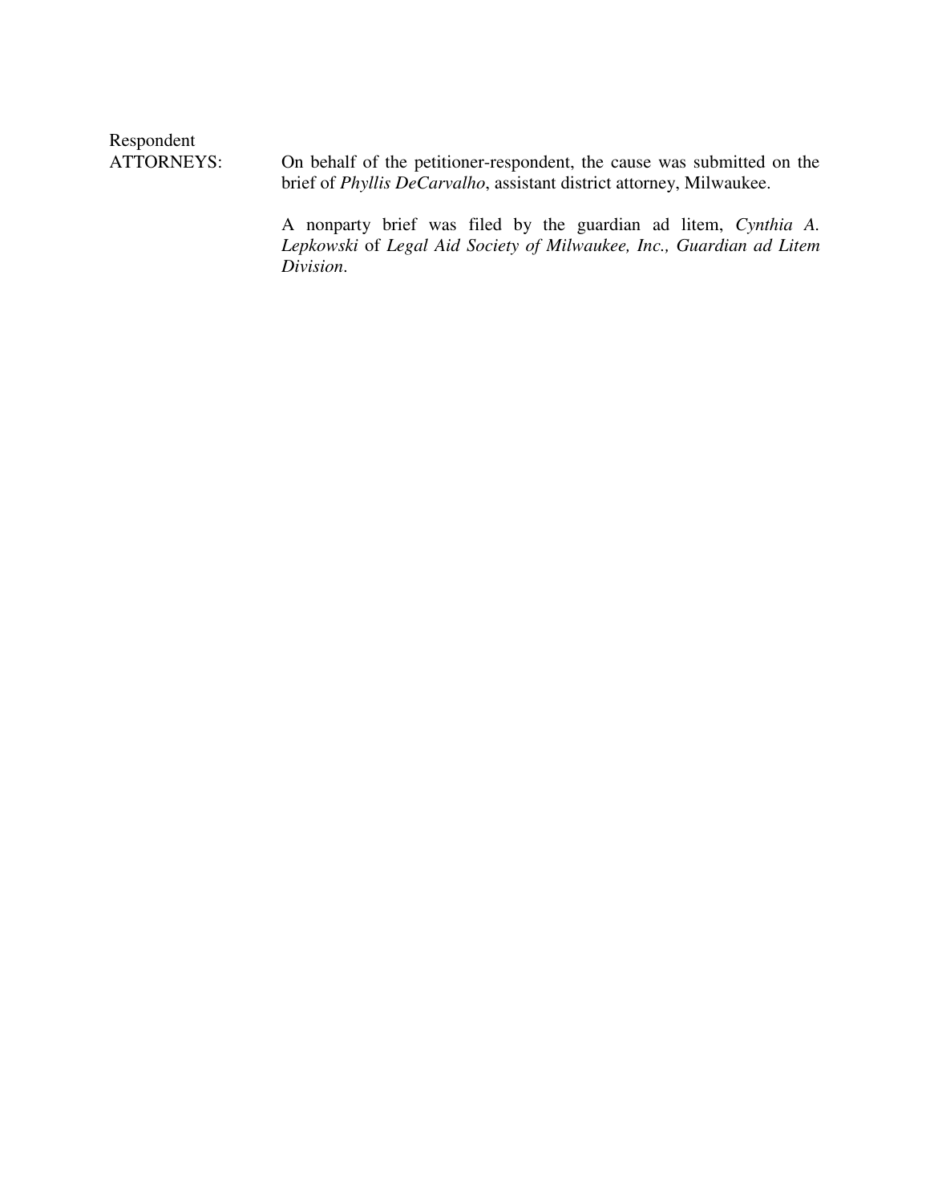Respondent
ATTORNEYS: On behalf of the petitioner-respondent, the cause was submitted on the brief of *Phyllis DeCarvalho*, assistant district attorney, Milwaukee.

A nonparty brief was filed by the guardian ad litem, *Cynthia A. Lepkowski* of *Legal Aid Society of Milwaukee, Inc., Guardian ad Litem Division*.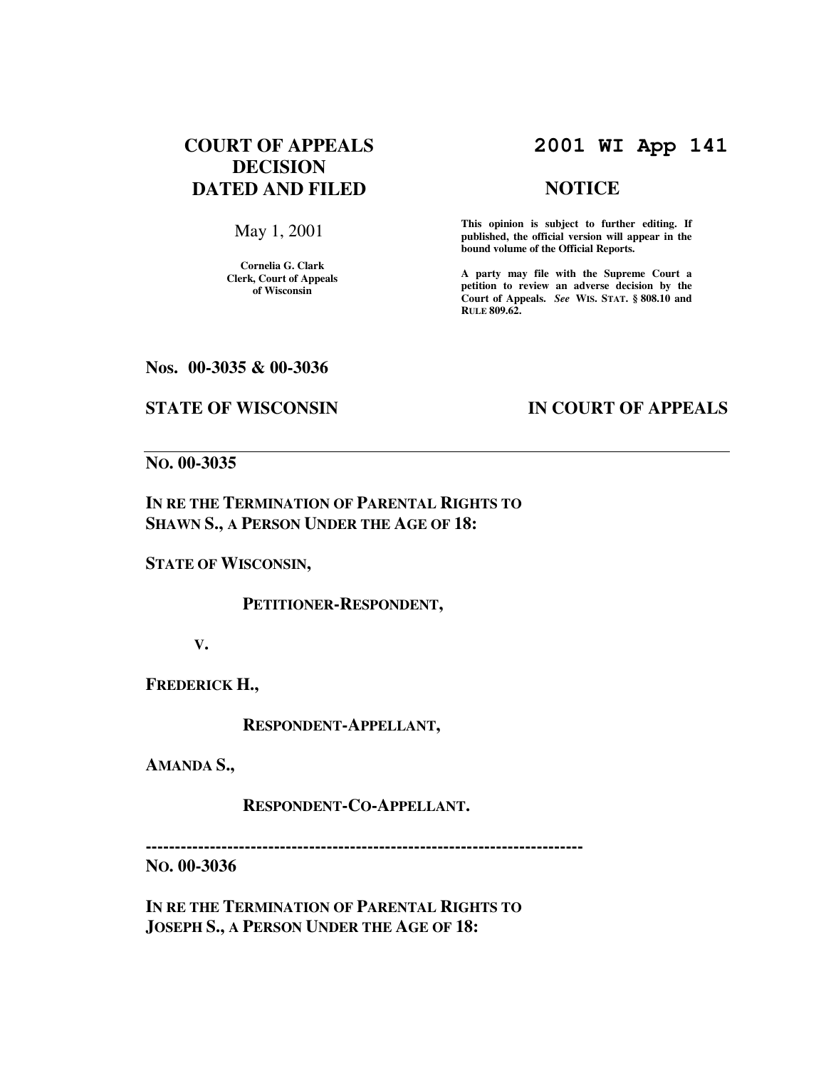# COURT OF APPEALS DECISION DATED AND FILED

May 1, 2001

**Cornelia G. Clark**
**Clerk, Court of Appeals of Wisconsin**

# 2001 WI App 141

## NOTICE

**This opinion is subject to further editing. If published, the official version will appear in the bound volume of the Official Reports.**

**A party may file with the Supreme Court a petition to review an adverse decision by the Court of Appeals.** ***See*** **WIS. STAT. § 808.10 and RULE 809.62.**

**Nos. 00-3035 & 00-3036**

**STATE OF WISCONSIN** **IN COURT OF APPEALS**

---

**NO. 00-3035**

**IN RE THE TERMINATION OF PARENTAL RIGHTS TO SHAWN S., A PERSON UNDER THE AGE OF 18:**

**STATE OF WISCONSIN,**

**PETITIONER-RESPONDENT,**

**V.**

**FREDERICK H.,**

**RESPONDENT-APPELLANT,**

**AMANDA S.,**

**RESPONDENT-CO-APPELLANT.**

---

**NO. 00-3036**

**IN RE THE TERMINATION OF PARENTAL RIGHTS TO JOSEPH S., A PERSON UNDER THE AGE OF 18:**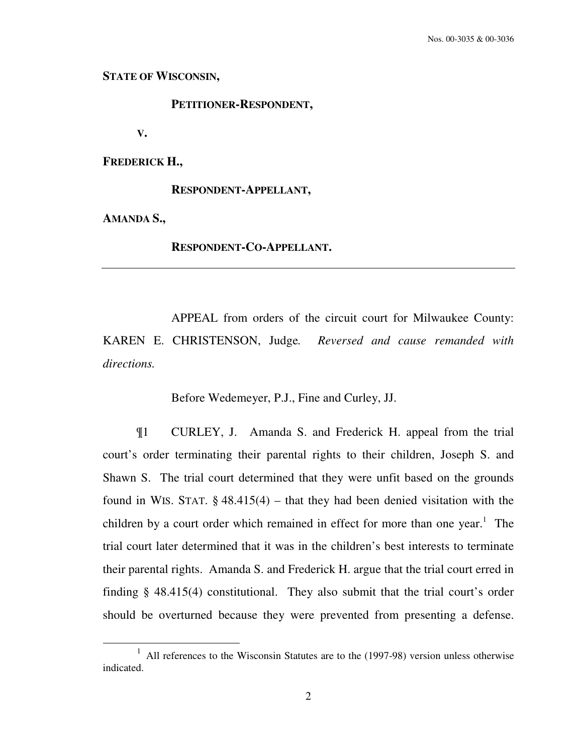**STATE OF WISCONSIN,**

**PETITIONER-RESPONDENT,**

**V.**

**FREDERICK H.,**

**RESPONDENT-APPELLANT,**

**AMANDA S.,**

**RESPONDENT-CO-APPELLANT.**

---

APPEAL from orders of the circuit court for Milwaukee County: KAREN E. CHRISTENSON, Judge. *Reversed and cause remanded with directions.*

Before Wedemeyer, P.J., Fine and Curley, JJ.

¶1 CURLEY, J. Amanda S. and Frederick H. appeal from the trial court's order terminating their parental rights to their children, Joseph S. and Shawn S. The trial court determined that they were unfit based on the grounds found in WIS. STAT. § 48.415(4) – that they had been denied visitation with the children by a court order which remained in effect for more than one year.[1] The trial court later determined that it was in the children's best interests to terminate their parental rights. Amanda S. and Frederick H. argue that the trial court erred in finding § 48.415(4) constitutional. They also submit that the trial court's order should be overturned because they were prevented from presenting a defense.

[1] All references to the Wisconsin Statutes are to the (1997-98) version unless otherwise indicated.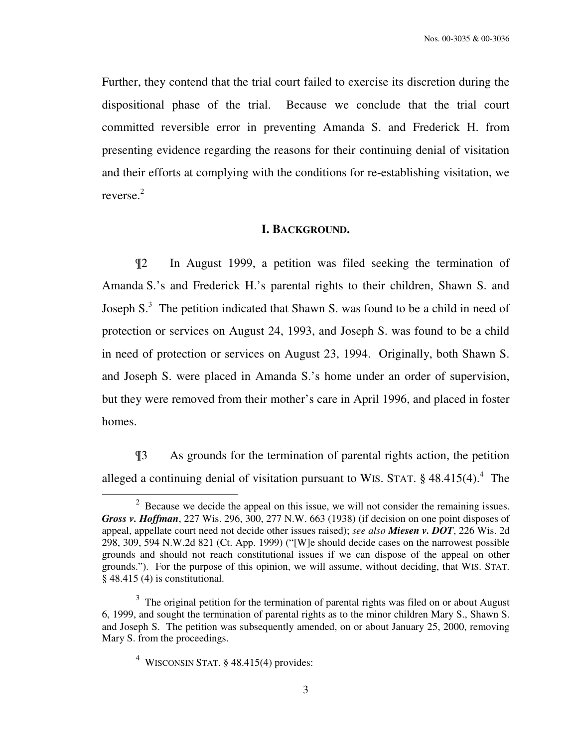Further, they contend that the trial court failed to exercise its discretion during the dispositional phase of the trial. Because we conclude that the trial court committed reversible error in preventing Amanda S. and Frederick H. from presenting evidence regarding the reasons for their continuing denial of visitation and their efforts at complying with the conditions for re-establishing visitation, we reverse.[2]

## I. BACKGROUND.

¶2 In August 1999, a petition was filed seeking the termination of Amanda S.'s and Frederick H.'s parental rights to their children, Shawn S. and Joseph S.[3] The petition indicated that Shawn S. was found to be a child in need of protection or services on August 24, 1993, and Joseph S. was found to be a child in need of protection or services on August 23, 1994. Originally, both Shawn S. and Joseph S. were placed in Amanda S.'s home under an order of supervision, but they were removed from their mother's care in April 1996, and placed in foster homes.

¶3 As grounds for the termination of parental rights action, the petition alleged a continuing denial of visitation pursuant to WIS. STAT. § 48.415(4).[4] The

---

[2] Because we decide the appeal on this issue, we will not consider the remaining issues. ***Gross v. Hoffman***, 227 Wis. 296, 300, 277 N.W. 663 (1938) (if decision on one point disposes of appeal, appellate court need not decide other issues raised); *see also* ***Miesen v. DOT***, 226 Wis. 2d 298, 309, 594 N.W.2d 821 (Ct. App. 1999) ("[W]e should decide cases on the narrowest possible grounds and should not reach constitutional issues if we can dispose of the appeal on other grounds."). For the purpose of this opinion, we will assume, without deciding, that WIS. STAT. § 48.415 (4) is constitutional.

[3] The original petition for the termination of parental rights was filed on or about August 6, 1999, and sought the termination of parental rights as to the minor children Mary S., Shawn S. and Joseph S. The petition was subsequently amended, on or about January 25, 2000, removing Mary S. from the proceedings.

[4] WISCONSIN STAT. § 48.415(4) provides: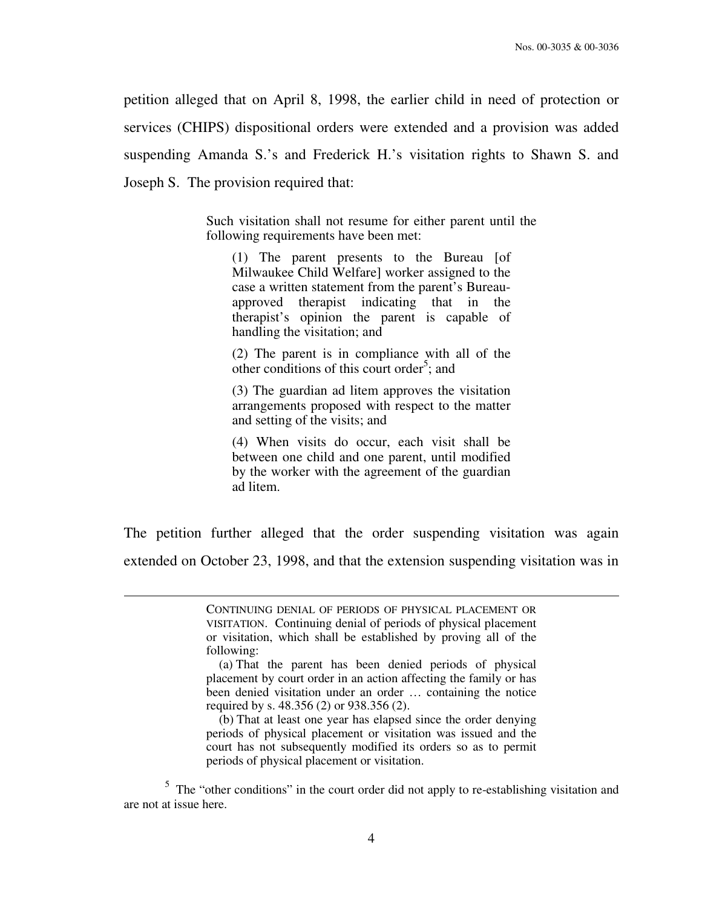petition alleged that on April 8, 1998, the earlier child in need of protection or services (CHIPS) dispositional orders were extended and a provision was added suspending Amanda S.'s and Frederick H.'s visitation rights to Shawn S. and Joseph S. The provision required that:

> Such visitation shall not resume for either parent until the following requirements have been met:
>
> > (1) The parent presents to the Bureau [of Milwaukee Child Welfare] worker assigned to the case a written statement from the parent's Bureau-approved therapist indicating that in the therapist's opinion the parent is capable of handling the visitation; and
> >
> > (2) The parent is in compliance with all of the other conditions of this court order[5]; and
> >
> > (3) The guardian ad litem approves the visitation arrangements proposed with respect to the matter and setting of the visits; and
> >
> > (4) When visits do occur, each visit shall be between one child and one parent, until modified by the worker with the agreement of the guardian ad litem.

The petition further alleged that the order suspending visitation was again extended on October 23, 1998, and that the extension suspending visitation was in

---

> CONTINUING DENIAL OF PERIODS OF PHYSICAL PLACEMENT OR VISITATION. Continuing denial of periods of physical placement or visitation, which shall be established by proving all of the following:
>
> (a) That the parent has been denied periods of physical placement by court order in an action affecting the family or has been denied visitation under an order … containing the notice required by s. 48.356 (2) or 938.356 (2).
>
> (b) That at least one year has elapsed since the order denying periods of physical placement or visitation was issued and the court has not subsequently modified its orders so as to permit periods of physical placement or visitation.

[5] The "other conditions" in the court order did not apply to re-establishing visitation and are not at issue here.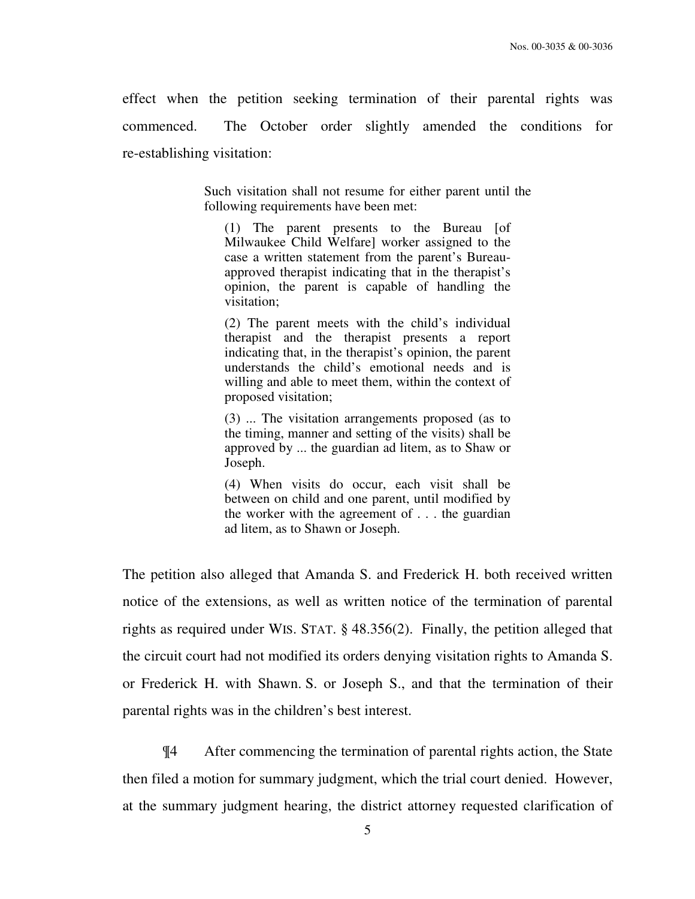effect when the petition seeking termination of their parental rights was commenced. The October order slightly amended the conditions for re-establishing visitation:

> Such visitation shall not resume for either parent until the following requirements have been met:
>
> (1) The parent presents to the Bureau [of Milwaukee Child Welfare] worker assigned to the case a written statement from the parent's Bureau-approved therapist indicating that in the therapist's opinion, the parent is capable of handling the visitation;
>
> (2) The parent meets with the child's individual therapist and the therapist presents a report indicating that, in the therapist's opinion, the parent understands the child's emotional needs and is willing and able to meet them, within the context of proposed visitation;
>
> (3) ... The visitation arrangements proposed (as to the timing, manner and setting of the visits) shall be approved by ... the guardian ad litem, as to Shaw or Joseph.
>
> (4) When visits do occur, each visit shall be between on child and one parent, until modified by the worker with the agreement of . . . the guardian ad litem, as to Shawn or Joseph.

The petition also alleged that Amanda S. and Frederick H. both received written notice of the extensions, as well as written notice of the termination of parental rights as required under WIS. STAT. § 48.356(2). Finally, the petition alleged that the circuit court had not modified its orders denying visitation rights to Amanda S. or Frederick H. with Shawn. S. or Joseph S., and that the termination of their parental rights was in the children's best interest.

¶4 After commencing the termination of parental rights action, the State then filed a motion for summary judgment, which the trial court denied. However, at the summary judgment hearing, the district attorney requested clarification of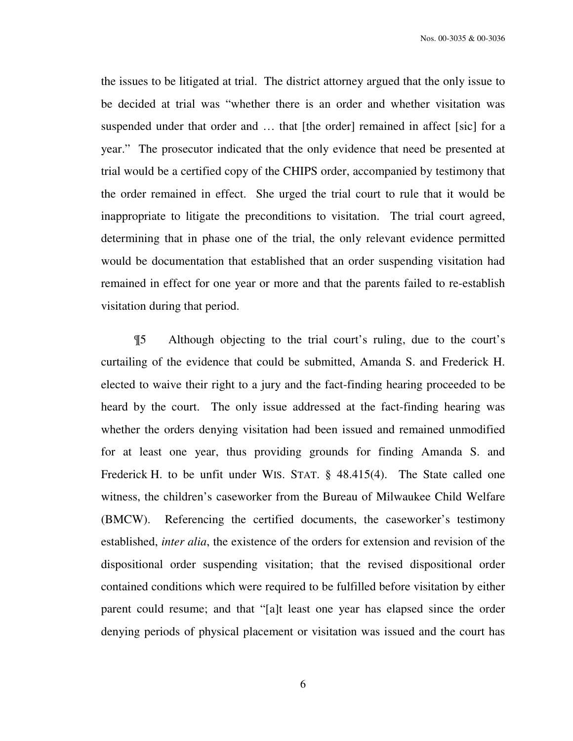the issues to be litigated at trial. The district attorney argued that the only issue to be decided at trial was "whether there is an order and whether visitation was suspended under that order and … that [the order] remained in affect [sic] for a year." The prosecutor indicated that the only evidence that need be presented at trial would be a certified copy of the CHIPS order, accompanied by testimony that the order remained in effect. She urged the trial court to rule that it would be inappropriate to litigate the preconditions to visitation. The trial court agreed, determining that in phase one of the trial, the only relevant evidence permitted would be documentation that established that an order suspending visitation had remained in effect for one year or more and that the parents failed to re-establish visitation during that period.

¶5 Although objecting to the trial court's ruling, due to the court's curtailing of the evidence that could be submitted, Amanda S. and Frederick H. elected to waive their right to a jury and the fact-finding hearing proceeded to be heard by the court. The only issue addressed at the fact-finding hearing was whether the orders denying visitation had been issued and remained unmodified for at least one year, thus providing grounds for finding Amanda S. and Frederick H. to be unfit under WIS. STAT. § 48.415(4). The State called one witness, the children's caseworker from the Bureau of Milwaukee Child Welfare (BMCW). Referencing the certified documents, the caseworker's testimony established, *inter alia*, the existence of the orders for extension and revision of the dispositional order suspending visitation; that the revised dispositional order contained conditions which were required to be fulfilled before visitation by either parent could resume; and that "[a]t least one year has elapsed since the order denying periods of physical placement or visitation was issued and the court has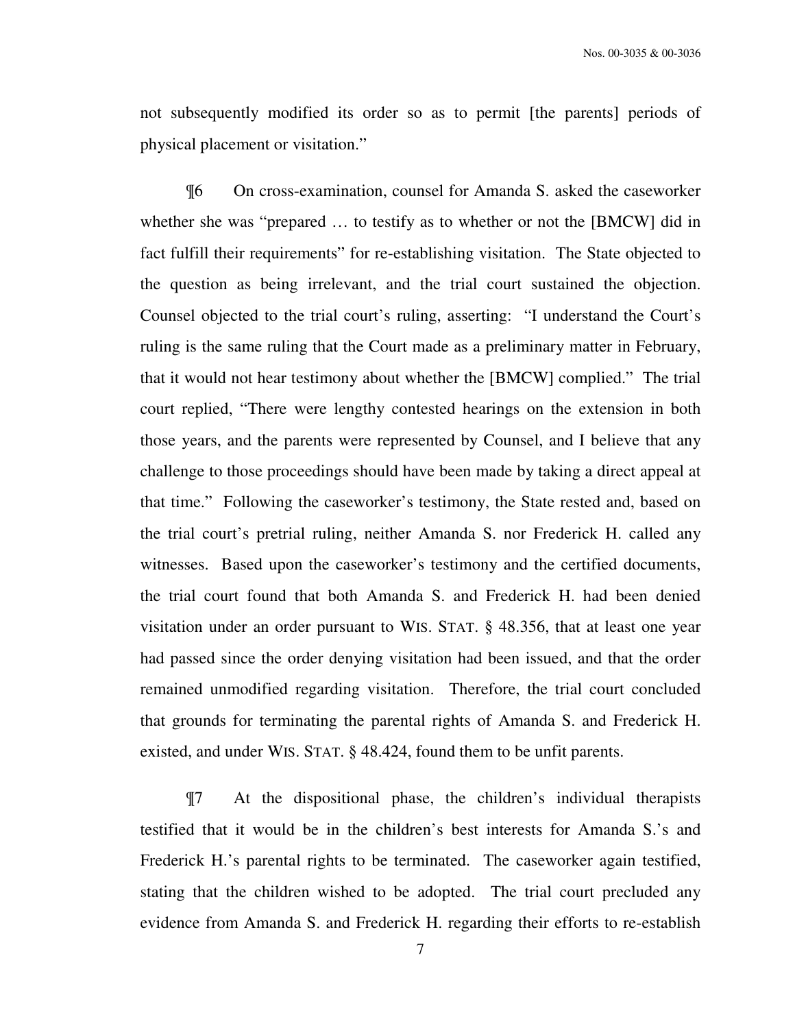not subsequently modified its order so as to permit [the parents] periods of physical placement or visitation."

¶6 On cross-examination, counsel for Amanda S. asked the caseworker whether she was "prepared … to testify as to whether or not the [BMCW] did in fact fulfill their requirements" for re-establishing visitation. The State objected to the question as being irrelevant, and the trial court sustained the objection. Counsel objected to the trial court's ruling, asserting: "I understand the Court's ruling is the same ruling that the Court made as a preliminary matter in February, that it would not hear testimony about whether the [BMCW] complied." The trial court replied, "There were lengthy contested hearings on the extension in both those years, and the parents were represented by Counsel, and I believe that any challenge to those proceedings should have been made by taking a direct appeal at that time." Following the caseworker's testimony, the State rested and, based on the trial court's pretrial ruling, neither Amanda S. nor Frederick H. called any witnesses. Based upon the caseworker's testimony and the certified documents, the trial court found that both Amanda S. and Frederick H. had been denied visitation under an order pursuant to WIS. STAT. § 48.356, that at least one year had passed since the order denying visitation had been issued, and that the order remained unmodified regarding visitation. Therefore, the trial court concluded that grounds for terminating the parental rights of Amanda S. and Frederick H. existed, and under WIS. STAT. § 48.424, found them to be unfit parents.

¶7 At the dispositional phase, the children's individual therapists testified that it would be in the children's best interests for Amanda S.'s and Frederick H.'s parental rights to be terminated. The caseworker again testified, stating that the children wished to be adopted. The trial court precluded any evidence from Amanda S. and Frederick H. regarding their efforts to re-establish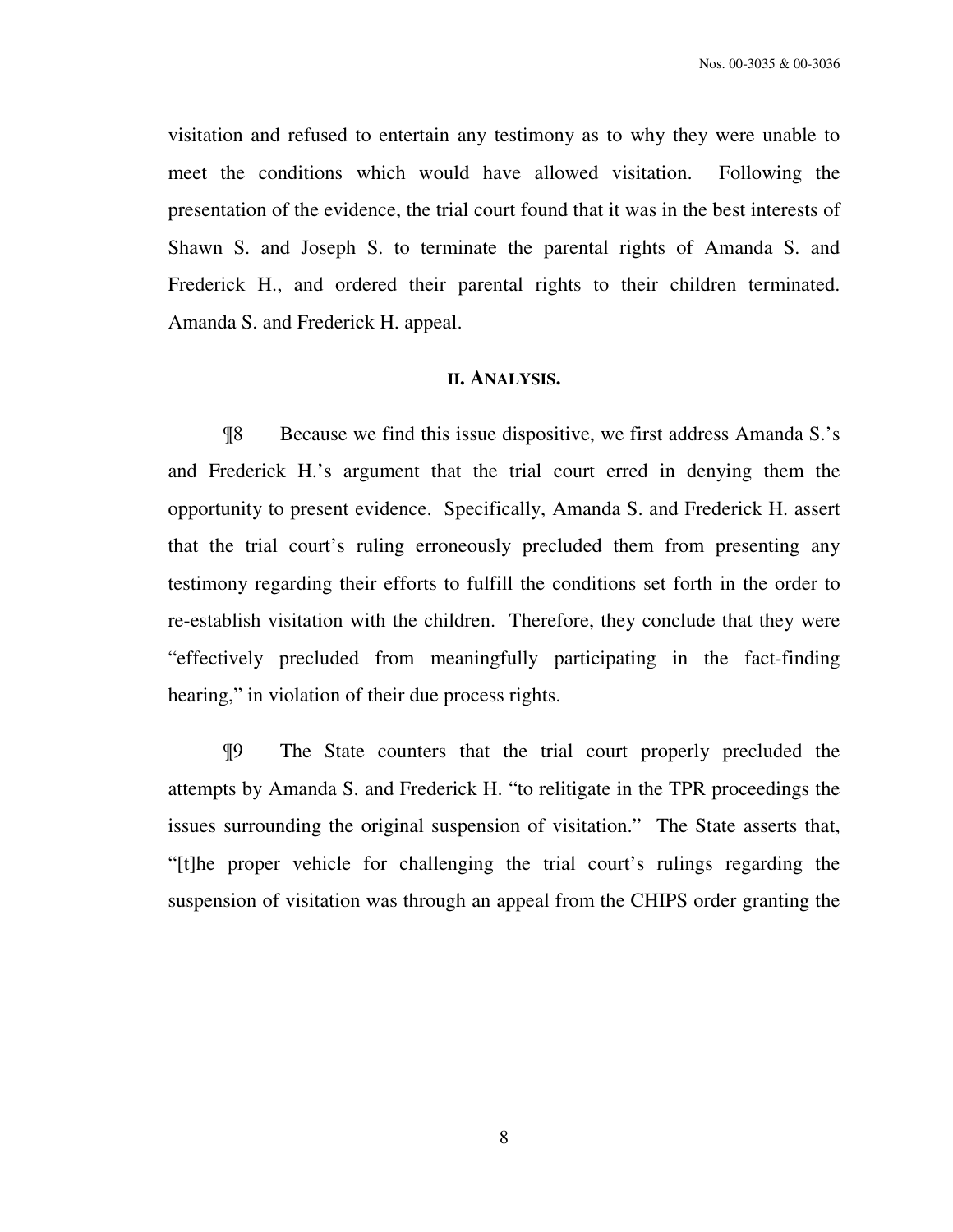visitation and refused to entertain any testimony as to why they were unable to meet the conditions which would have allowed visitation. Following the presentation of the evidence, the trial court found that it was in the best interests of Shawn S. and Joseph S. to terminate the parental rights of Amanda S. and Frederick H., and ordered their parental rights to their children terminated. Amanda S. and Frederick H. appeal.

## II. ANALYSIS.

¶8 Because we find this issue dispositive, we first address Amanda S.'s and Frederick H.'s argument that the trial court erred in denying them the opportunity to present evidence. Specifically, Amanda S. and Frederick H. assert that the trial court's ruling erroneously precluded them from presenting any testimony regarding their efforts to fulfill the conditions set forth in the order to re-establish visitation with the children. Therefore, they conclude that they were "effectively precluded from meaningfully participating in the fact-finding hearing," in violation of their due process rights.

¶9 The State counters that the trial court properly precluded the attempts by Amanda S. and Frederick H. "to relitigate in the TPR proceedings the issues surrounding the original suspension of visitation." The State asserts that, "[t]he proper vehicle for challenging the trial court's rulings regarding the suspension of visitation was through an appeal from the CHIPS order granting the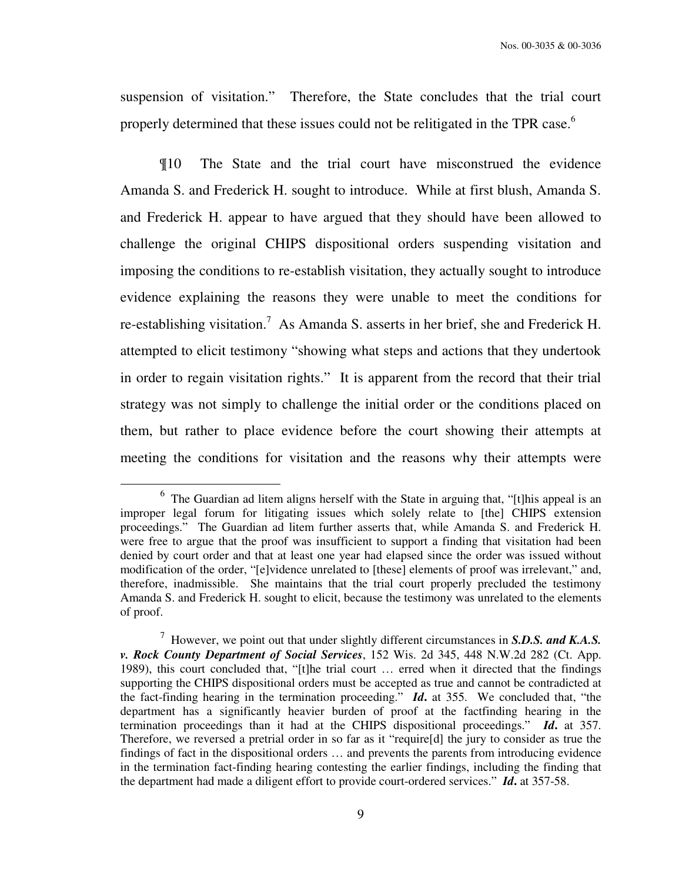suspension of visitation." Therefore, the State concludes that the trial court properly determined that these issues could not be relitigated in the TPR case.[6]

¶10 The State and the trial court have misconstrued the evidence Amanda S. and Frederick H. sought to introduce. While at first blush, Amanda S. and Frederick H. appear to have argued that they should have been allowed to challenge the original CHIPS dispositional orders suspending visitation and imposing the conditions to re-establish visitation, they actually sought to introduce evidence explaining the reasons they were unable to meet the conditions for re-establishing visitation.[7] As Amanda S. asserts in her brief, she and Frederick H. attempted to elicit testimony "showing what steps and actions that they undertook in order to regain visitation rights." It is apparent from the record that their trial strategy was not simply to challenge the initial order or the conditions placed on them, but rather to place evidence before the court showing their attempts at meeting the conditions for visitation and the reasons why their attempts were

---

[6] The Guardian ad litem aligns herself with the State in arguing that, "[t]his appeal is an improper legal forum for litigating issues which solely relate to [the] CHIPS extension proceedings." The Guardian ad litem further asserts that, while Amanda S. and Frederick H. were free to argue that the proof was insufficient to support a finding that visitation had been denied by court order and that at least one year had elapsed since the order was issued without modification of the order, "[e]vidence unrelated to [these] elements of proof was irrelevant," and, therefore, inadmissible. She maintains that the trial court properly precluded the testimony Amanda S. and Frederick H. sought to elicit, because the testimony was unrelated to the elements of proof.

[7] However, we point out that under slightly different circumstances in ***S.D.S. and K.A.S. v. Rock County Department of Social Services***, 152 Wis. 2d 345, 448 N.W.2d 282 (Ct. App. 1989), this court concluded that, "[t]he trial court … erred when it directed that the findings supporting the CHIPS dispositional orders must be accepted as true and cannot be contradicted at the fact-finding hearing in the termination proceeding." ***Id.*** at 355. We concluded that, "the department has a significantly heavier burden of proof at the factfinding hearing in the termination proceedings than it had at the CHIPS dispositional proceedings." ***Id.*** at 357. Therefore, we reversed a pretrial order in so far as it "require[d] the jury to consider as true the findings of fact in the dispositional orders … and prevents the parents from introducing evidence in the termination fact-finding hearing contesting the earlier findings, including the finding that the department had made a diligent effort to provide court-ordered services." ***Id.*** at 357-58.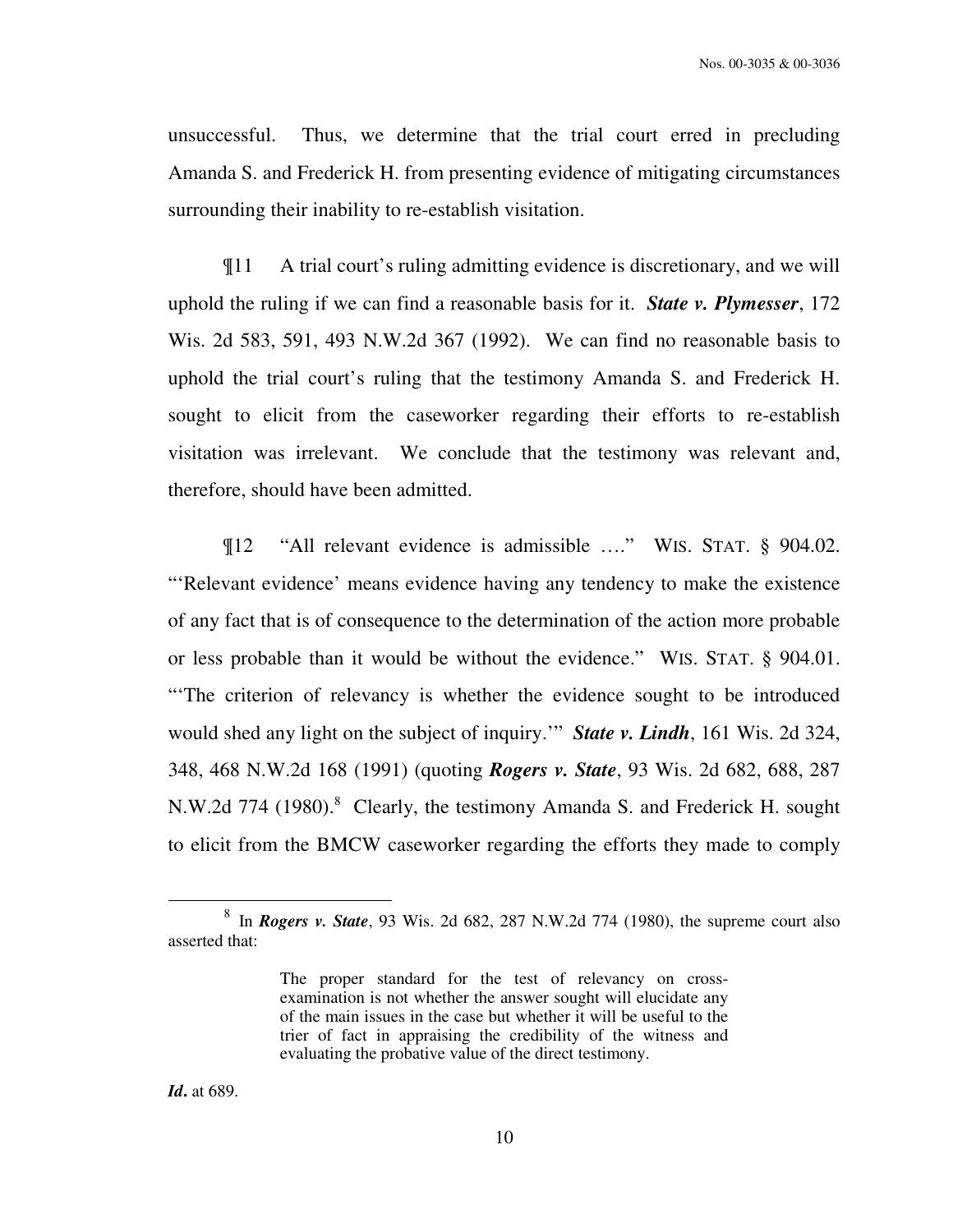unsuccessful. Thus, we determine that the trial court erred in precluding Amanda S. and Frederick H. from presenting evidence of mitigating circumstances surrounding their inability to re-establish visitation.

¶11 A trial court's ruling admitting evidence is discretionary, and we will uphold the ruling if we can find a reasonable basis for it. ***State v. Plymesser***, 172 Wis. 2d 583, 591, 493 N.W.2d 367 (1992). We can find no reasonable basis to uphold the trial court's ruling that the testimony Amanda S. and Frederick H. sought to elicit from the caseworker regarding their efforts to re-establish visitation was irrelevant. We conclude that the testimony was relevant and, therefore, should have been admitted.

¶12 "All relevant evidence is admissible …." WIS. STAT. § 904.02. "'Relevant evidence' means evidence having any tendency to make the existence of any fact that is of consequence to the determination of the action more probable or less probable than it would be without the evidence." WIS. STAT. § 904.01. "'The criterion of relevancy is whether the evidence sought to be introduced would shed any light on the subject of inquiry.'" ***State v. Lindh***, 161 Wis. 2d 324, 348, 468 N.W.2d 168 (1991) (quoting ***Rogers v. State***, 93 Wis. 2d 682, 688, 287 N.W.2d 774 (1980).[8] Clearly, the testimony Amanda S. and Frederick H. sought to elicit from the BMCW caseworker regarding the efforts they made to comply

---

[8] In ***Rogers v. State***, 93 Wis. 2d 682, 287 N.W.2d 774 (1980), the supreme court also asserted that:

> The proper standard for the test of relevancy on cross-examination is not whether the answer sought will elucidate any of the main issues in the case but whether it will be useful to the trier of fact in appraising the credibility of the witness and evaluating the probative value of the direct testimony.

***Id***. at 689.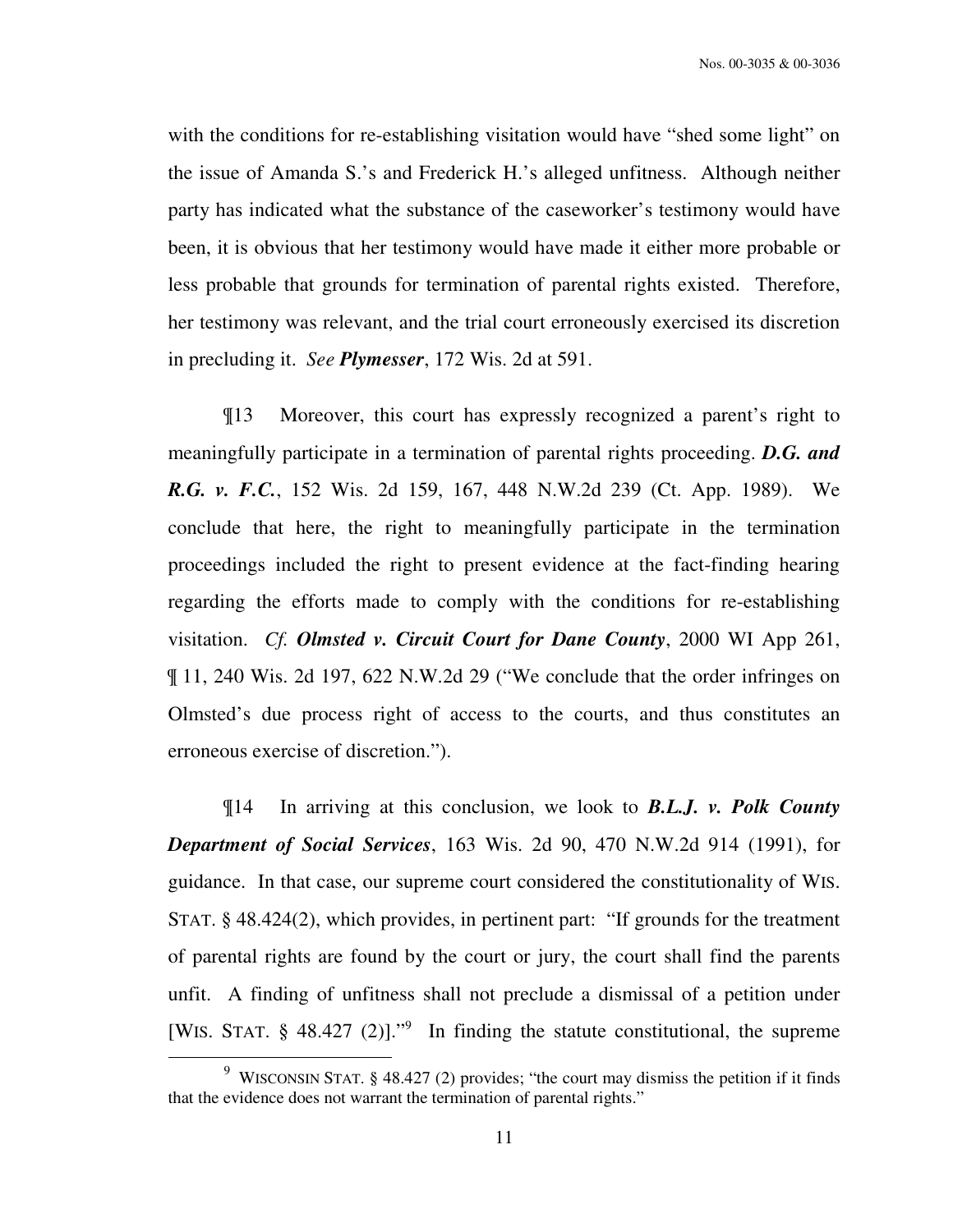with the conditions for re-establishing visitation would have "shed some light" on the issue of Amanda S.'s and Frederick H.'s alleged unfitness. Although neither party has indicated what the substance of the caseworker's testimony would have been, it is obvious that her testimony would have made it either more probable or less probable that grounds for termination of parental rights existed. Therefore, her testimony was relevant, and the trial court erroneously exercised its discretion in precluding it. *See* ***Plymesser***, 172 Wis. 2d at 591.

¶13 Moreover, this court has expressly recognized a parent's right to meaningfully participate in a termination of parental rights proceeding. ***D.G. and R.G. v. F.C.***, 152 Wis. 2d 159, 167, 448 N.W.2d 239 (Ct. App. 1989). We conclude that here, the right to meaningfully participate in the termination proceedings included the right to present evidence at the fact-finding hearing regarding the efforts made to comply with the conditions for re-establishing visitation. *Cf.* ***Olmsted v. Circuit Court for Dane County***, 2000 WI App 261, ¶ 11, 240 Wis. 2d 197, 622 N.W.2d 29 ("We conclude that the order infringes on Olmsted's due process right of access to the courts, and thus constitutes an erroneous exercise of discretion.").

¶14 In arriving at this conclusion, we look to ***B.L.J. v. Polk County Department of Social Services***, 163 Wis. 2d 90, 470 N.W.2d 914 (1991), for guidance. In that case, our supreme court considered the constitutionality of WIS. STAT. § 48.424(2), which provides, in pertinent part: "If grounds for the treatment of parental rights are found by the court or jury, the court shall find the parents unfit. A finding of unfitness shall not preclude a dismissal of a petition under [WIS. STAT. § 48.427 (2)]."[9] In finding the statute constitutional, the supreme

[9] WISCONSIN STAT. § 48.427 (2) provides; "the court may dismiss the petition if it finds that the evidence does not warrant the termination of parental rights."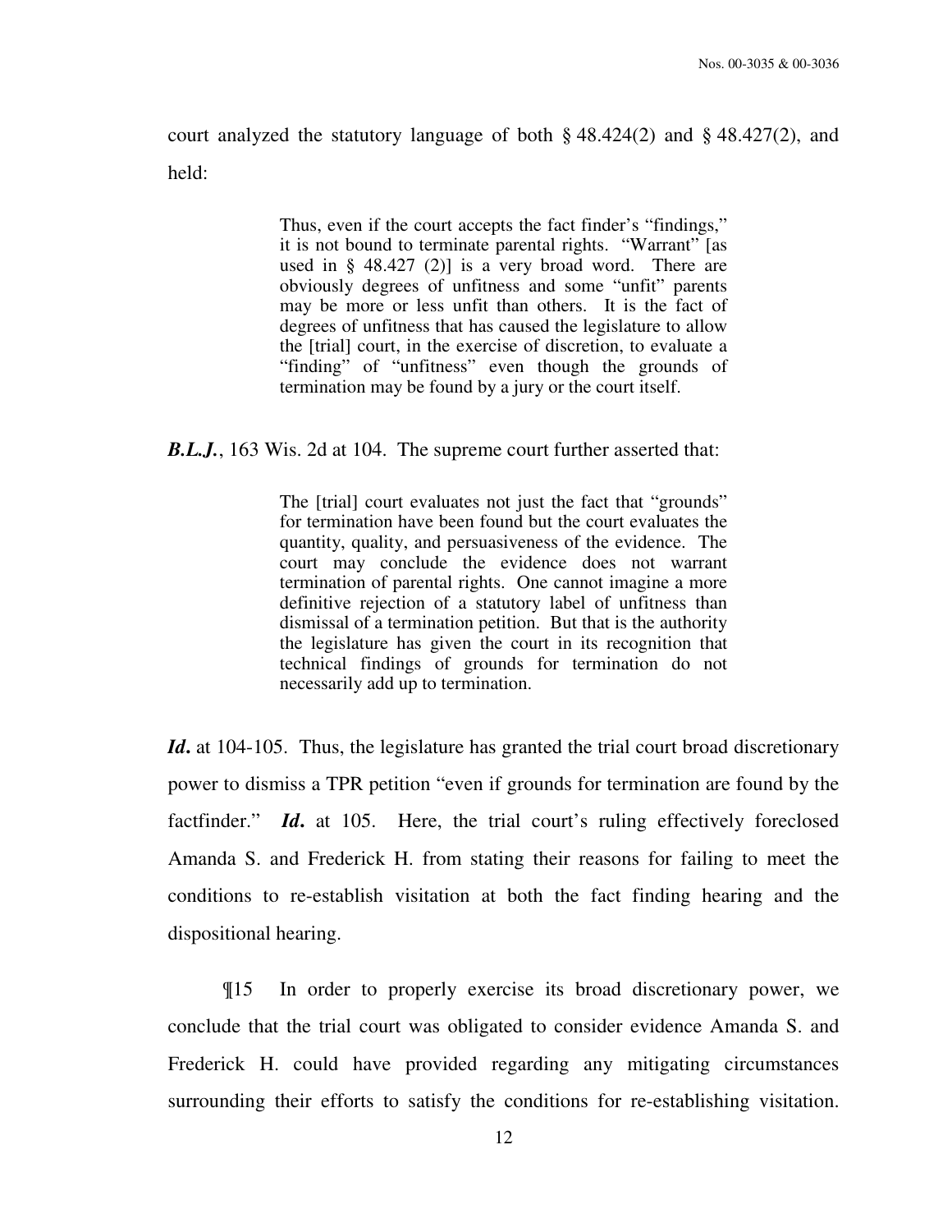court analyzed the statutory language of both § 48.424(2) and § 48.427(2), and held:

> Thus, even if the court accepts the fact finder's "findings," it is not bound to terminate parental rights. "Warrant" [as used in § 48.427 (2)] is a very broad word. There are obviously degrees of unfitness and some "unfit" parents may be more or less unfit than others. It is the fact of degrees of unfitness that has caused the legislature to allow the [trial] court, in the exercise of discretion, to evaluate a "finding" of "unfitness" even though the grounds of termination may be found by a jury or the court itself.

***B.L.J.***, 163 Wis. 2d at 104. The supreme court further asserted that:

> The [trial] court evaluates not just the fact that "grounds" for termination have been found but the court evaluates the quantity, quality, and persuasiveness of the evidence. The court may conclude the evidence does not warrant termination of parental rights. One cannot imagine a more definitive rejection of a statutory label of unfitness than dismissal of a termination petition. But that is the authority the legislature has given the court in its recognition that technical findings of grounds for termination do not necessarily add up to termination.

***Id.*** at 104-105. Thus, the legislature has granted the trial court broad discretionary power to dismiss a TPR petition "even if grounds for termination are found by the factfinder." ***Id.*** at 105. Here, the trial court's ruling effectively foreclosed Amanda S. and Frederick H. from stating their reasons for failing to meet the conditions to re-establish visitation at both the fact finding hearing and the dispositional hearing.

¶15 In order to properly exercise its broad discretionary power, we conclude that the trial court was obligated to consider evidence Amanda S. and Frederick H. could have provided regarding any mitigating circumstances surrounding their efforts to satisfy the conditions for re-establishing visitation.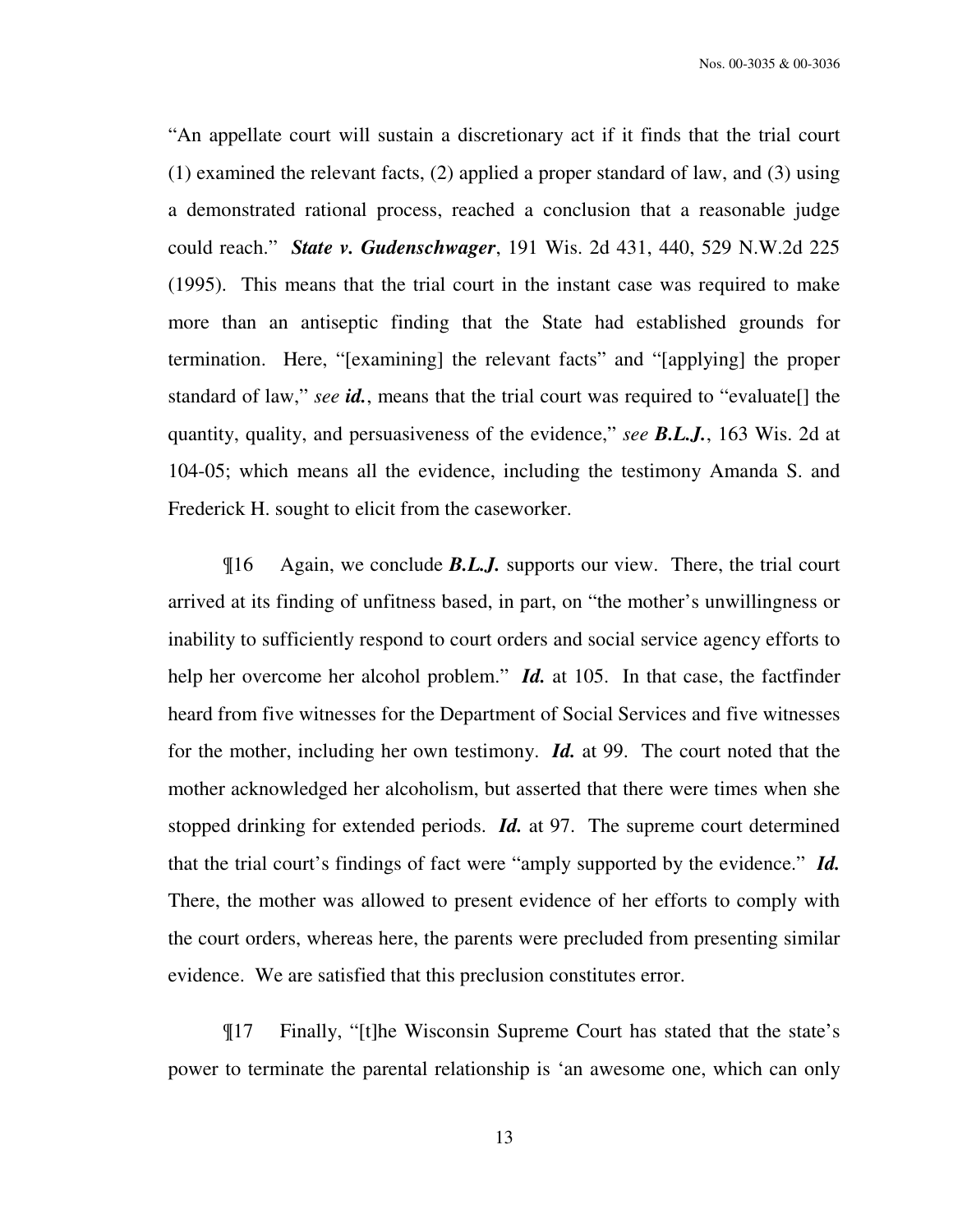"An appellate court will sustain a discretionary act if it finds that the trial court (1) examined the relevant facts, (2) applied a proper standard of law, and (3) using a demonstrated rational process, reached a conclusion that a reasonable judge could reach." ***State v. Gudenschwager***, 191 Wis. 2d 431, 440, 529 N.W.2d 225 (1995). This means that the trial court in the instant case was required to make more than an antiseptic finding that the State had established grounds for termination. Here, "[examining] the relevant facts" and "[applying] the proper standard of law," *see* ***id.***, means that the trial court was required to "evaluate[] the quantity, quality, and persuasiveness of the evidence," *see* ***B.L.J.***, 163 Wis. 2d at 104-05; which means all the evidence, including the testimony Amanda S. and Frederick H. sought to elicit from the caseworker.

¶16 Again, we conclude ***B.L.J.*** supports our view. There, the trial court arrived at its finding of unfitness based, in part, on "the mother's unwillingness or inability to sufficiently respond to court orders and social service agency efforts to help her overcome her alcohol problem." ***Id.*** at 105. In that case, the factfinder heard from five witnesses for the Department of Social Services and five witnesses for the mother, including her own testimony. ***Id.*** at 99. The court noted that the mother acknowledged her alcoholism, but asserted that there were times when she stopped drinking for extended periods. ***Id.*** at 97. The supreme court determined that the trial court's findings of fact were "amply supported by the evidence." ***Id.*** There, the mother was allowed to present evidence of her efforts to comply with the court orders, whereas here, the parents were precluded from presenting similar evidence. We are satisfied that this preclusion constitutes error.

¶17 Finally, "[t]he Wisconsin Supreme Court has stated that the state's power to terminate the parental relationship is 'an awesome one, which can only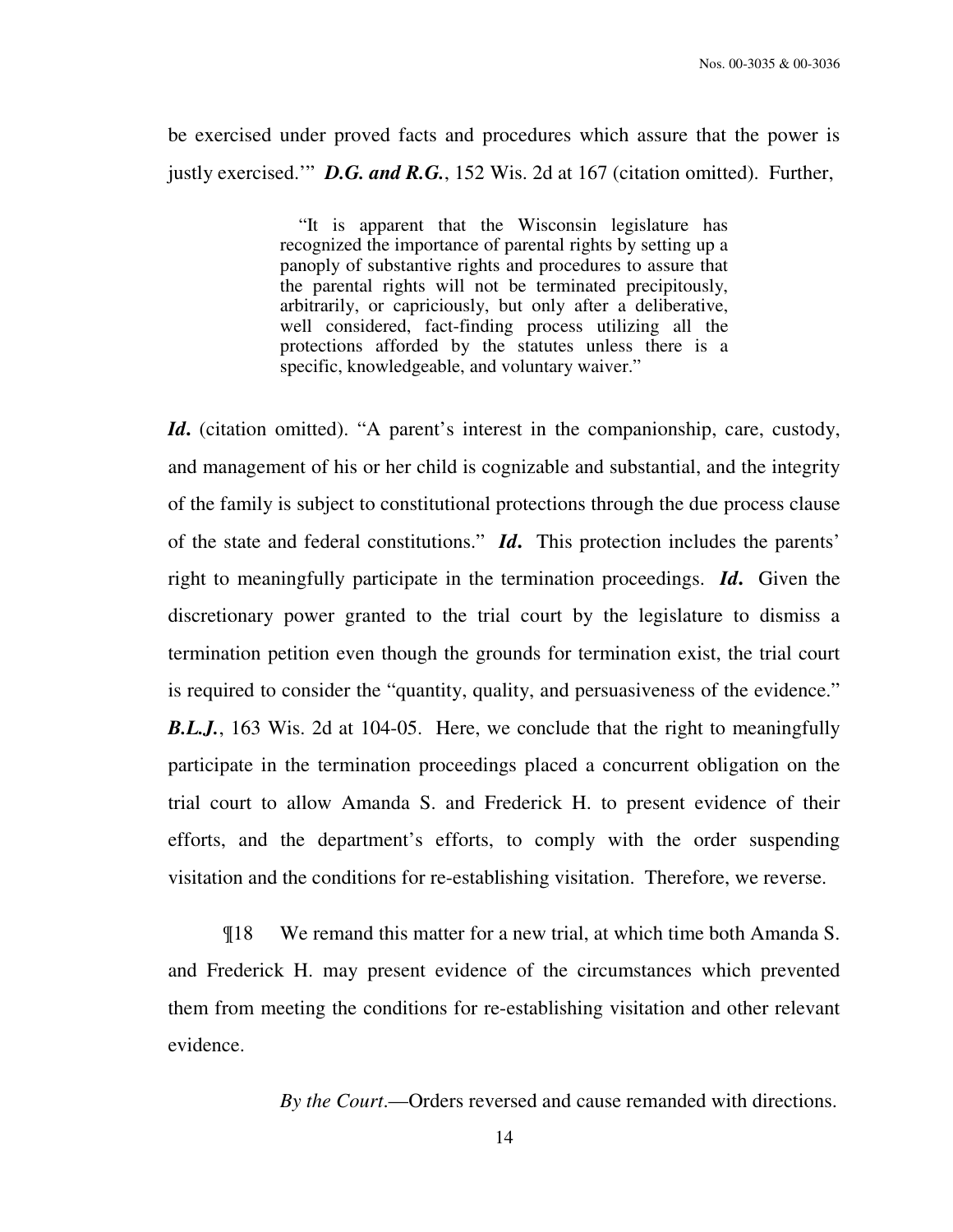be exercised under proved facts and procedures which assure that the power is justly exercised.'" ***D.G. and R.G.***, 152 Wis. 2d at 167 (citation omitted). Further,

> "It is apparent that the Wisconsin legislature has recognized the importance of parental rights by setting up a panoply of substantive rights and procedures to assure that the parental rights will not be terminated precipitously, arbitrarily, or capriciously, but only after a deliberative, well considered, fact-finding process utilizing all the protections afforded by the statutes unless there is a specific, knowledgeable, and voluntary waiver."

***Id.*** (citation omitted). "A parent's interest in the companionship, care, custody, and management of his or her child is cognizable and substantial, and the integrity of the family is subject to constitutional protections through the due process clause of the state and federal constitutions." ***Id.*** This protection includes the parents' right to meaningfully participate in the termination proceedings. ***Id.*** Given the discretionary power granted to the trial court by the legislature to dismiss a termination petition even though the grounds for termination exist, the trial court is required to consider the "quantity, quality, and persuasiveness of the evidence." ***B.L.J.***, 163 Wis. 2d at 104-05. Here, we conclude that the right to meaningfully participate in the termination proceedings placed a concurrent obligation on the trial court to allow Amanda S. and Frederick H. to present evidence of their efforts, and the department's efforts, to comply with the order suspending visitation and the conditions for re-establishing visitation. Therefore, we reverse.

¶18 We remand this matter for a new trial, at which time both Amanda S. and Frederick H. may present evidence of the circumstances which prevented them from meeting the conditions for re-establishing visitation and other relevant evidence.

*By the Court*.—Orders reversed and cause remanded with directions.